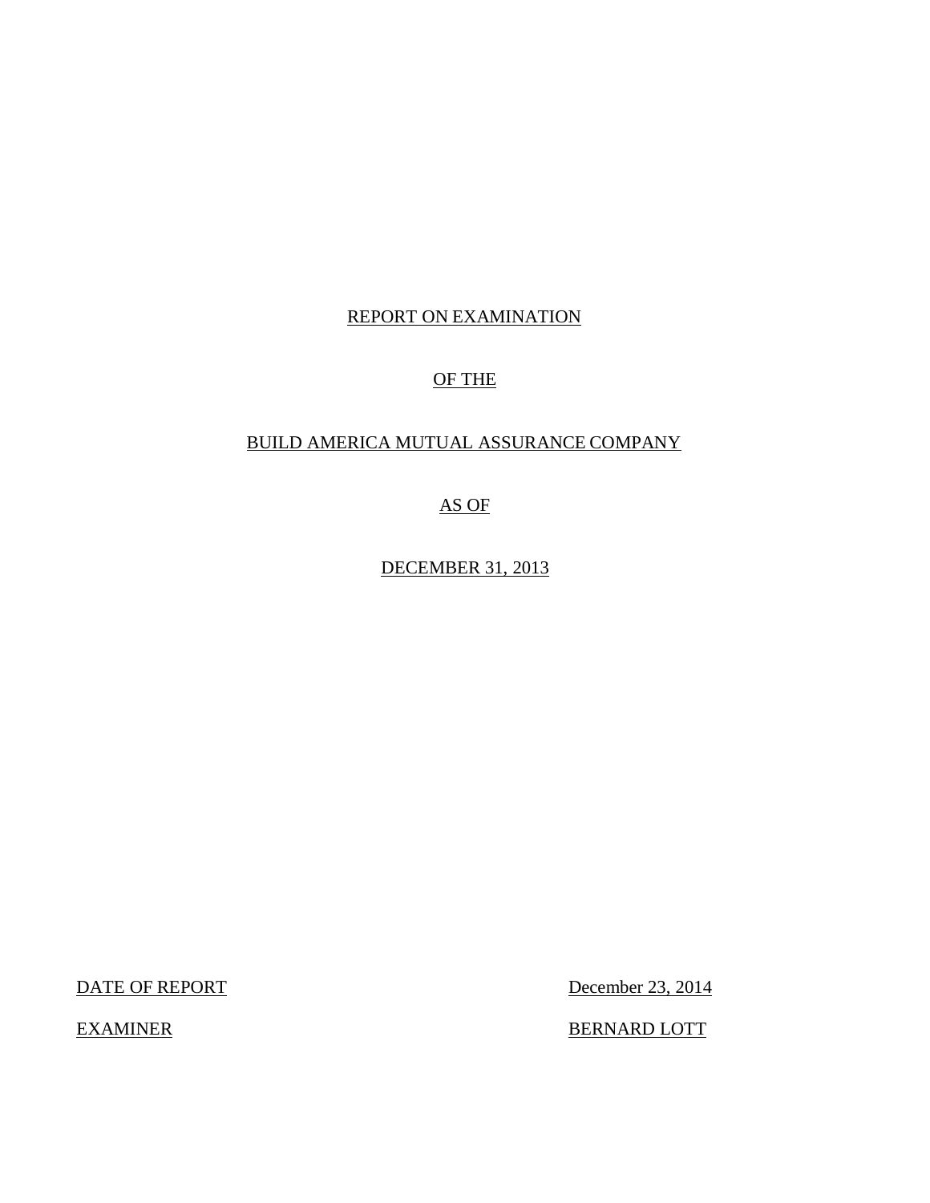# REPORT ON EXAMINATION

# OF THE

# BUILD AMERICA MUTUAL ASSURANCE COMPANY

# AS OF

# DECEMBER 31, 2013

| DATE OF REPORT | December 23, 2014 |
|---|---|
| EXAMINER | BERNARD LOTT |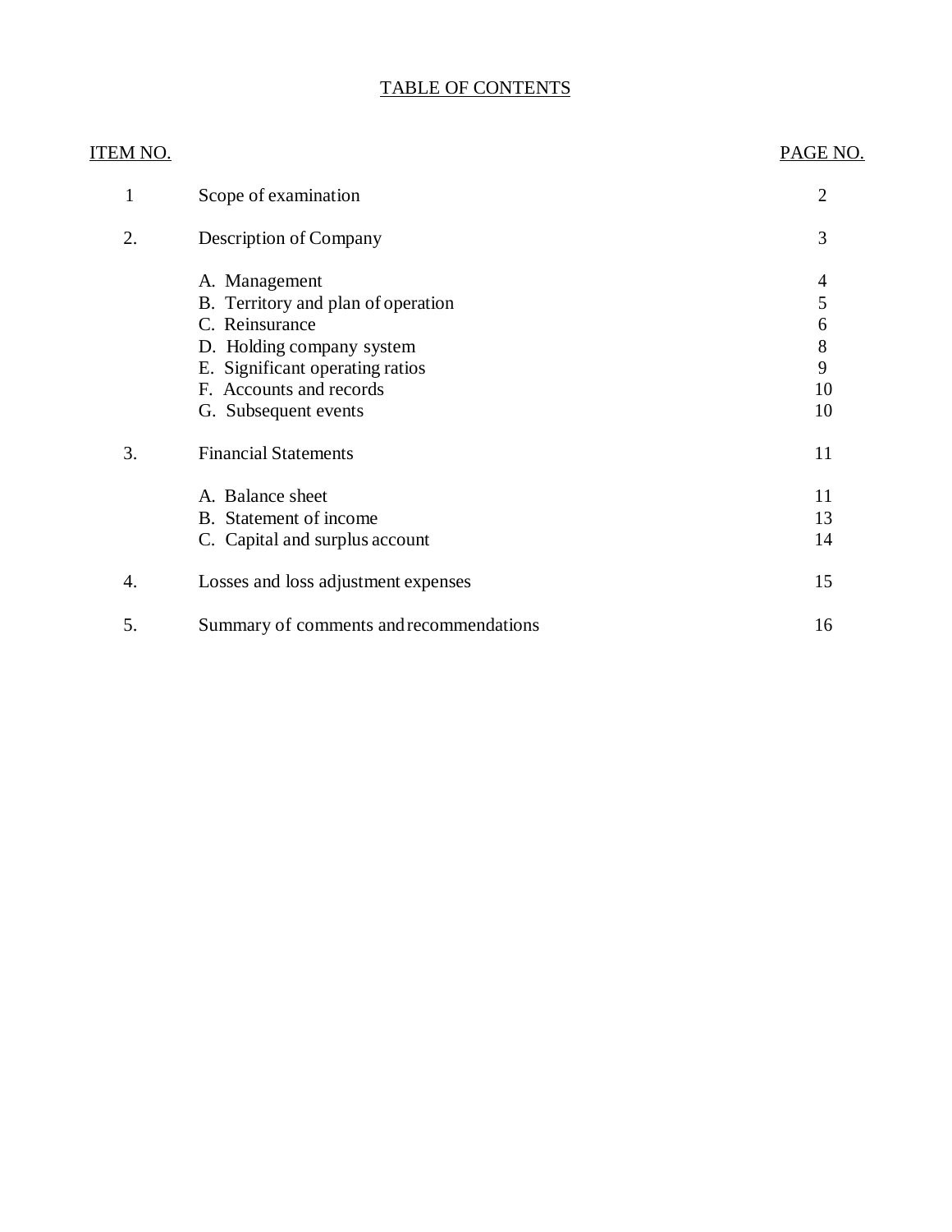# TABLE OF CONTENTS

| ITEM NO. | | PAGE NO. |
|---|---|---|
| 1 | Scope of examination | 2 |
| 2. | Description of Company | 3 |
| | A. Management | 4 |
| | B. Territory and plan of operation | 5 |
| | C. Reinsurance | 6 |
| | D. Holding company system | 8 |
| | E. Significant operating ratios | 9 |
| | F. Accounts and records | 10 |
| | G. Subsequent events | 10 |
| 3. | Financial Statements | 11 |
| | A. Balance sheet | 11 |
| | B. Statement of income | 13 |
| | C. Capital and surplus account | 14 |
| 4. | Losses and loss adjustment expenses | 15 |
| 5. | Summary of comments and recommendations | 16 |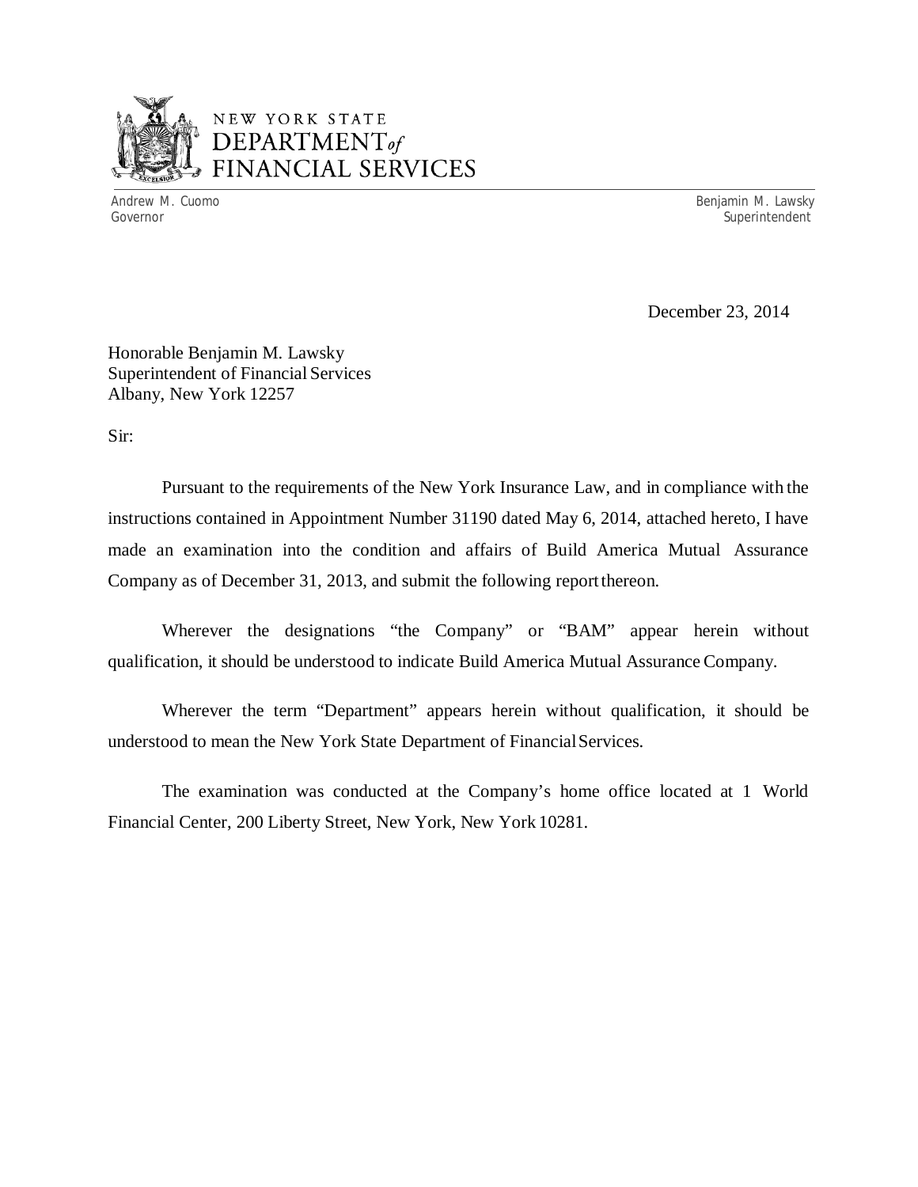NEW YORK STATE
DEPARTMENT *of*
FINANCIAL SERVICES

Andrew M. Cuomo
Governor

Benjamin M. Lawsky
Superintendent

December 23, 2014

Honorable Benjamin M. Lawsky
Superintendent of Financial Services
Albany, New York 12257

Sir:

Pursuant to the requirements of the New York Insurance Law, and in compliance with the instructions contained in Appointment Number 31190 dated May 6, 2014, attached hereto, I have made an examination into the condition and affairs of Build America Mutual Assurance Company as of December 31, 2013, and submit the following report thereon.

Wherever the designations "the Company" or "BAM" appear herein without qualification, it should be understood to indicate Build America Mutual Assurance Company.

Wherever the term "Department" appears herein without qualification, it should be understood to mean the New York State Department of Financial Services.

The examination was conducted at the Company's home office located at 1 World Financial Center, 200 Liberty Street, New York, New York 10281.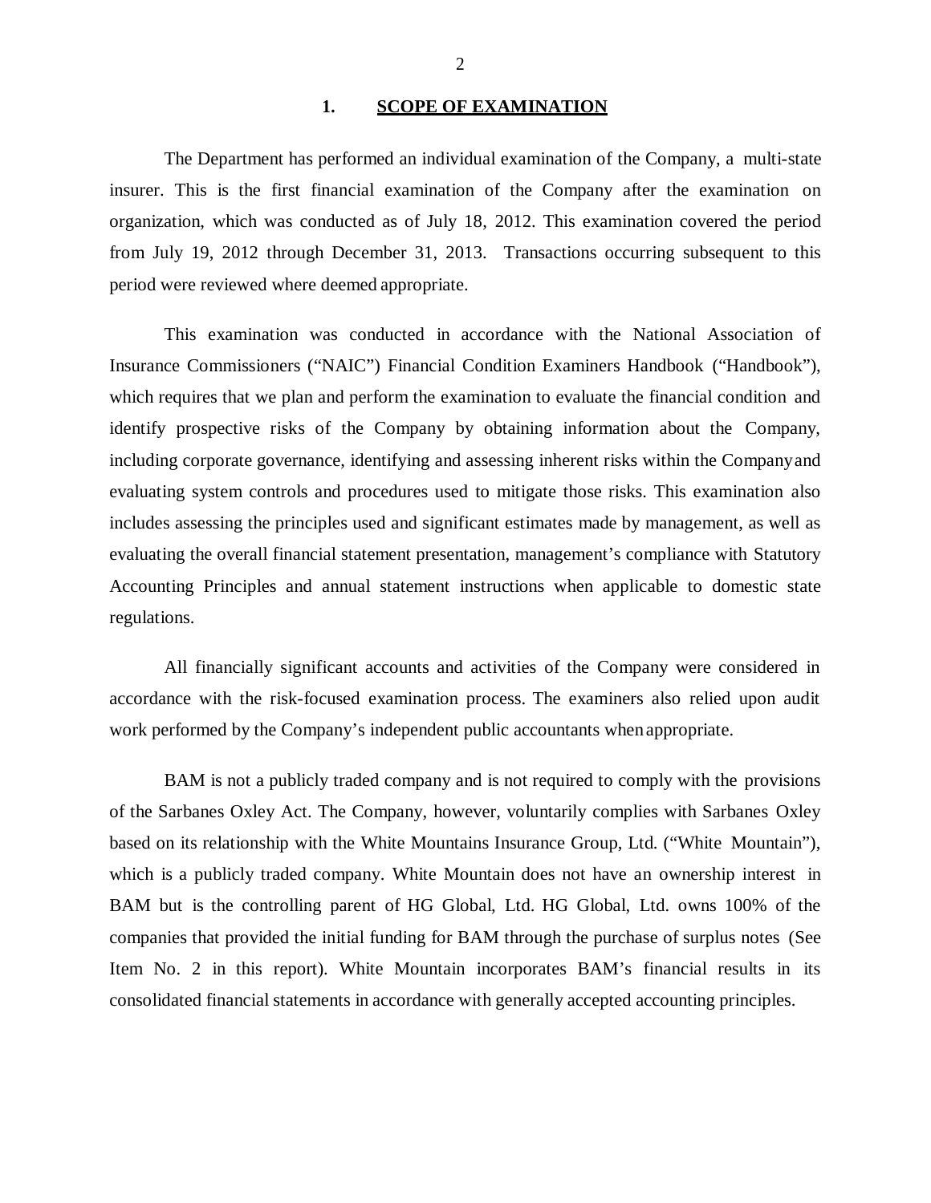## 1. SCOPE OF EXAMINATION

The Department has performed an individual examination of the Company, a multi-state insurer. This is the first financial examination of the Company after the examination on organization, which was conducted as of July 18, 2012. This examination covered the period from July 19, 2012 through December 31, 2013. Transactions occurring subsequent to this period were reviewed where deemed appropriate.

This examination was conducted in accordance with the National Association of Insurance Commissioners ("NAIC") Financial Condition Examiners Handbook ("Handbook"), which requires that we plan and perform the examination to evaluate the financial condition and identify prospective risks of the Company by obtaining information about the Company, including corporate governance, identifying and assessing inherent risks within the Company and evaluating system controls and procedures used to mitigate those risks. This examination also includes assessing the principles used and significant estimates made by management, as well as evaluating the overall financial statement presentation, management's compliance with Statutory Accounting Principles and annual statement instructions when applicable to domestic state regulations.

All financially significant accounts and activities of the Company were considered in accordance with the risk-focused examination process. The examiners also relied upon audit work performed by the Company's independent public accountants when appropriate.

BAM is not a publicly traded company and is not required to comply with the provisions of the Sarbanes Oxley Act. The Company, however, voluntarily complies with Sarbanes Oxley based on its relationship with the White Mountains Insurance Group, Ltd. ("White Mountain"), which is a publicly traded company. White Mountain does not have an ownership interest in BAM but is the controlling parent of HG Global, Ltd. HG Global, Ltd. owns 100% of the companies that provided the initial funding for BAM through the purchase of surplus notes (See Item No. 2 in this report). White Mountain incorporates BAM's financial results in its consolidated financial statements in accordance with generally accepted accounting principles.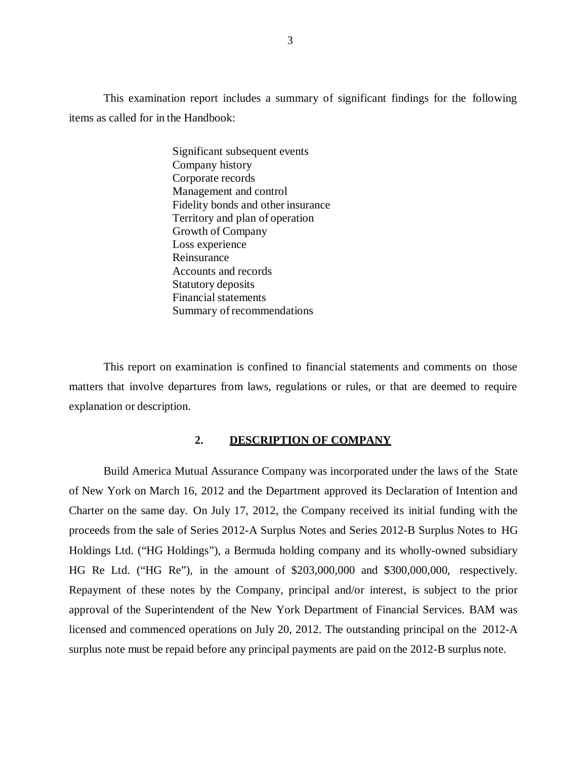This examination report includes a summary of significant findings for the following items as called for in the Handbook:

- Significant subsequent events
- Company history
- Corporate records
- Management and control
- Fidelity bonds and other insurance
- Territory and plan of operation
- Growth of Company
- Loss experience
- Reinsurance
- Accounts and records
- Statutory deposits
- Financial statements
- Summary of recommendations

This report on examination is confined to financial statements and comments on those matters that involve departures from laws, regulations or rules, or that are deemed to require explanation or description.

## 2. DESCRIPTION OF COMPANY

Build America Mutual Assurance Company was incorporated under the laws of the State of New York on March 16, 2012 and the Department approved its Declaration of Intention and Charter on the same day. On July 17, 2012, the Company received its initial funding with the proceeds from the sale of Series 2012-A Surplus Notes and Series 2012-B Surplus Notes to HG Holdings Ltd. ("HG Holdings"), a Bermuda holding company and its wholly-owned subsidiary HG Re Ltd. ("HG Re"), in the amount of $203,000,000 and $300,000,000, respectively. Repayment of these notes by the Company, principal and/or interest, is subject to the prior approval of the Superintendent of the New York Department of Financial Services. BAM was licensed and commenced operations on July 20, 2012. The outstanding principal on the 2012-A surplus note must be repaid before any principal payments are paid on the 2012-B surplus note.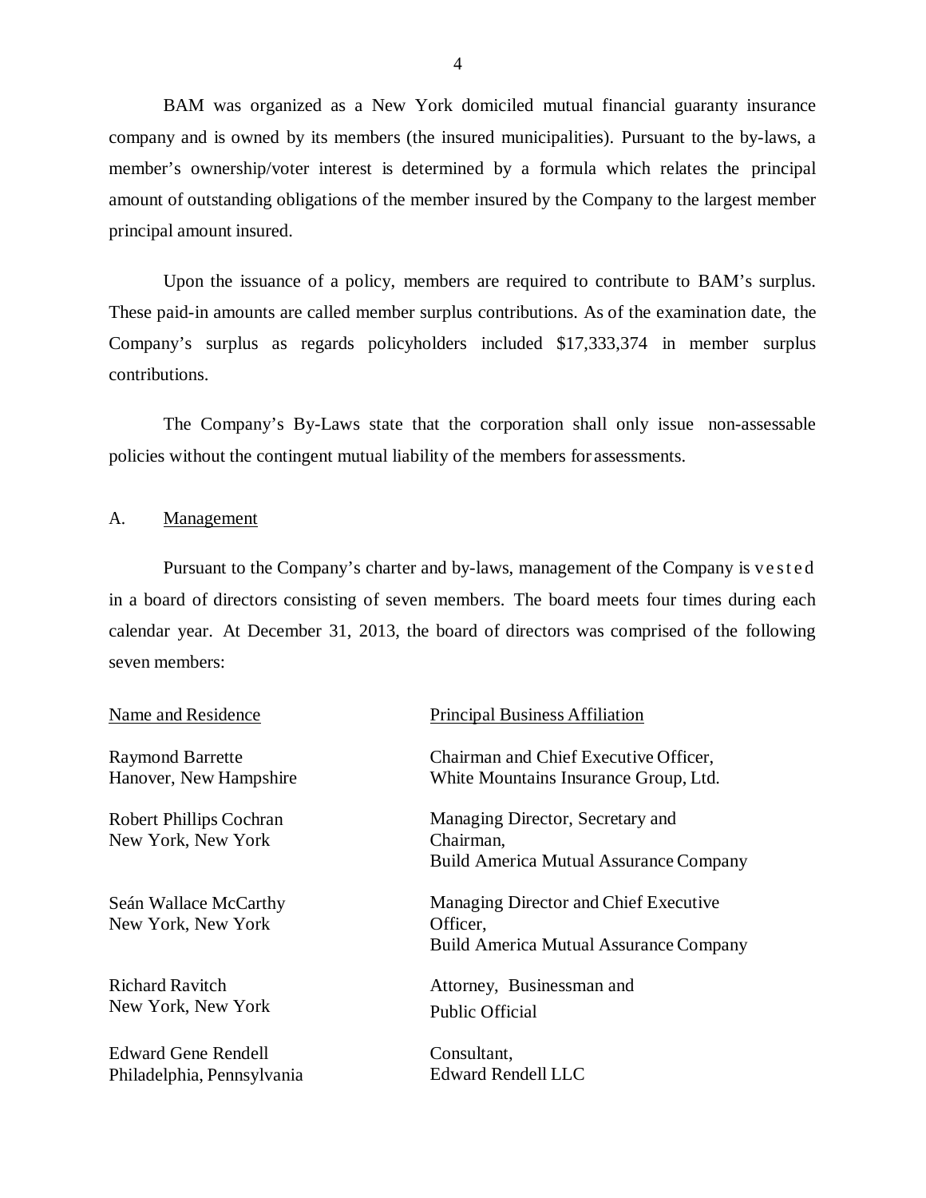BAM was organized as a New York domiciled mutual financial guaranty insurance company and is owned by its members (the insured municipalities). Pursuant to the by-laws, a member's ownership/voter interest is determined by a formula which relates the principal amount of outstanding obligations of the member insured by the Company to the largest member principal amount insured.

Upon the issuance of a policy, members are required to contribute to BAM's surplus. These paid-in amounts are called member surplus contributions. As of the examination date, the Company's surplus as regards policyholders included $17,333,374 in member surplus contributions.

The Company's By-Laws state that the corporation shall only issue non-assessable policies without the contingent mutual liability of the members for assessments.

A. Management

Pursuant to the Company's charter and by-laws, management of the Company is vested in a board of directors consisting of seven members. The board meets four times during each calendar year. At December 31, 2013, the board of directors was comprised of the following seven members:

| Name and Residence | Principal Business Affiliation |
|---|---|
| Raymond Barrette<br>Hanover, New Hampshire | Chairman and Chief Executive Officer,<br>White Mountains Insurance Group, Ltd. |
| Robert Phillips Cochran<br>New York, New York | Managing Director, Secretary and Chairman,<br>Build America Mutual Assurance Company |
| Seán Wallace McCarthy<br>New York, New York | Managing Director and Chief Executive Officer,<br>Build America Mutual Assurance Company |
| Richard Ravitch<br>New York, New York | Attorney, Businessman and Public Official |
| Edward Gene Rendell<br>Philadelphia, Pennsylvania | Consultant,<br>Edward Rendell LLC |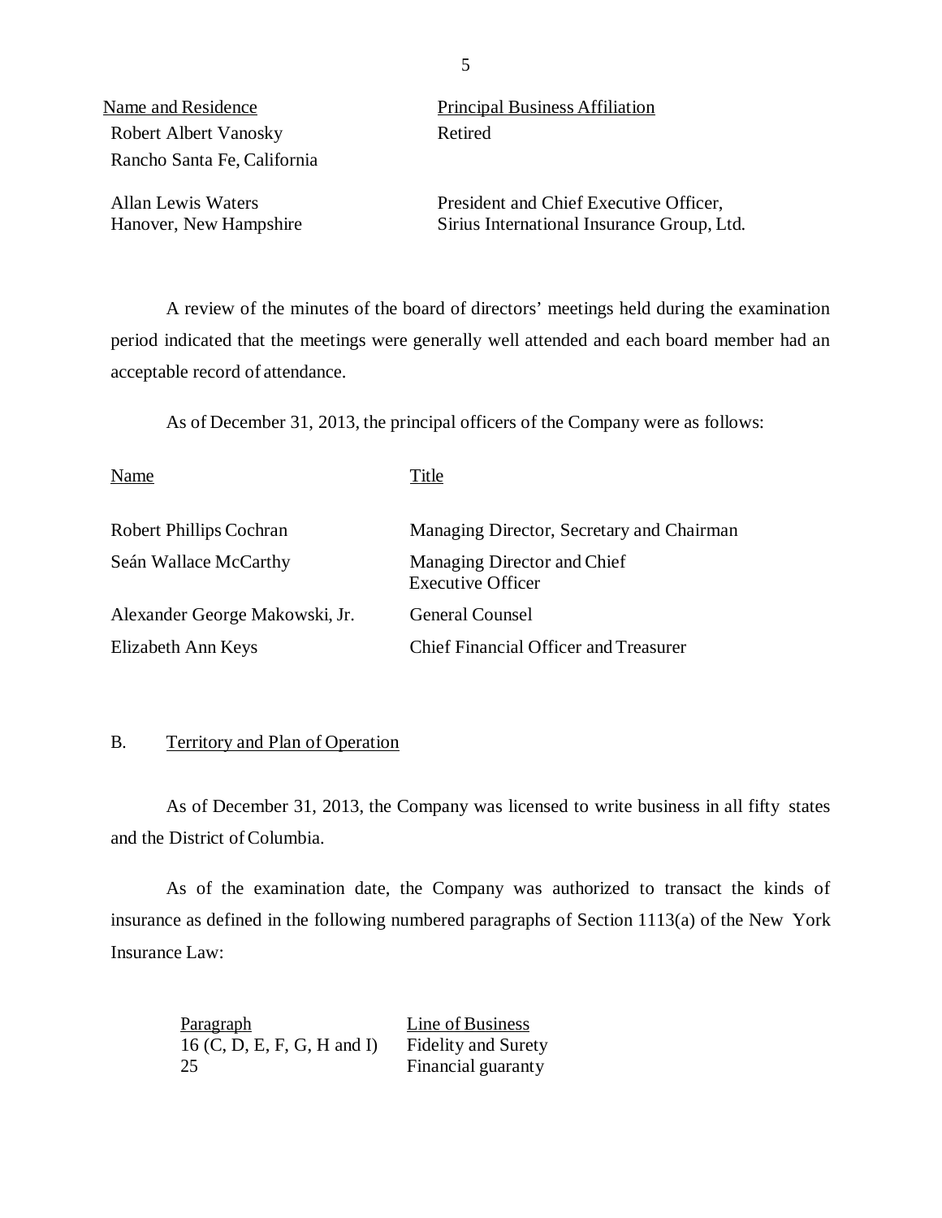| Name and Residence | Principal Business Affiliation |
| --- | --- |
| Robert Albert Vanosky<br>Rancho Santa Fe, California | Retired |
| Allan Lewis Waters<br>Hanover, New Hampshire | President and Chief Executive Officer,<br>Sirius International Insurance Group, Ltd. |

A review of the minutes of the board of directors' meetings held during the examination period indicated that the meetings were generally well attended and each board member had an acceptable record of attendance.

As of December 31, 2013, the principal officers of the Company were as follows:

| Name | Title |
| --- | --- |
| Robert Phillips Cochran | Managing Director, Secretary and Chairman |
| Seán Wallace McCarthy | Managing Director and Chief Executive Officer |
| Alexander George Makowski, Jr. | General Counsel |
| Elizabeth Ann Keys | Chief Financial Officer and Treasurer |

## B. Territory and Plan of Operation

As of December 31, 2013, the Company was licensed to write business in all fifty states and the District of Columbia.

As of the examination date, the Company was authorized to transact the kinds of insurance as defined in the following numbered paragraphs of Section 1113(a) of the New York Insurance Law:

| Paragraph | Line of Business |
| --- | --- |
| 16 (C, D, E, F, G, H and I) | Fidelity and Surety |
| 25 | Financial guaranty |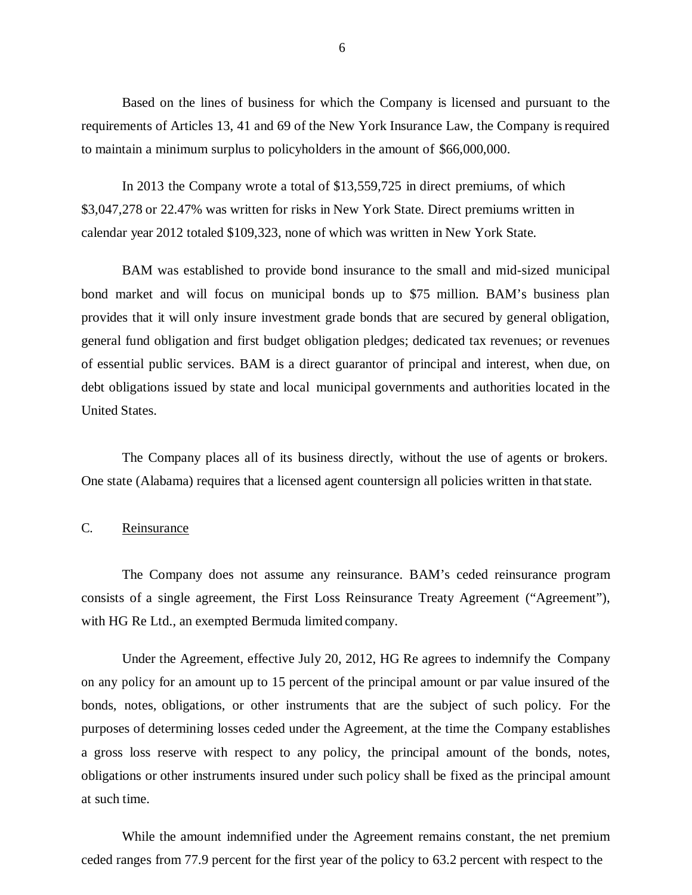Based on the lines of business for which the Company is licensed and pursuant to the requirements of Articles 13, 41 and 69 of the New York Insurance Law, the Company is required to maintain a minimum surplus to policyholders in the amount of $66,000,000.

In 2013 the Company wrote a total of $13,559,725 in direct premiums, of which $3,047,278 or 22.47% was written for risks in New York State. Direct premiums written in calendar year 2012 totaled $109,323, none of which was written in New York State.

BAM was established to provide bond insurance to the small and mid-sized municipal bond market and will focus on municipal bonds up to $75 million. BAM's business plan provides that it will only insure investment grade bonds that are secured by general obligation, general fund obligation and first budget obligation pledges; dedicated tax revenues; or revenues of essential public services. BAM is a direct guarantor of principal and interest, when due, on debt obligations issued by state and local municipal governments and authorities located in the United States.

The Company places all of its business directly, without the use of agents or brokers. One state (Alabama) requires that a licensed agent countersign all policies written in that state.

C. <u>Reinsurance</u>

The Company does not assume any reinsurance. BAM's ceded reinsurance program consists of a single agreement, the First Loss Reinsurance Treaty Agreement ("Agreement"), with HG Re Ltd., an exempted Bermuda limited company.

Under the Agreement, effective July 20, 2012, HG Re agrees to indemnify the Company on any policy for an amount up to 15 percent of the principal amount or par value insured of the bonds, notes, obligations, or other instruments that are the subject of such policy. For the purposes of determining losses ceded under the Agreement, at the time the Company establishes a gross loss reserve with respect to any policy, the principal amount of the bonds, notes, obligations or other instruments insured under such policy shall be fixed as the principal amount at such time.

While the amount indemnified under the Agreement remains constant, the net premium ceded ranges from 77.9 percent for the first year of the policy to 63.2 percent with respect to the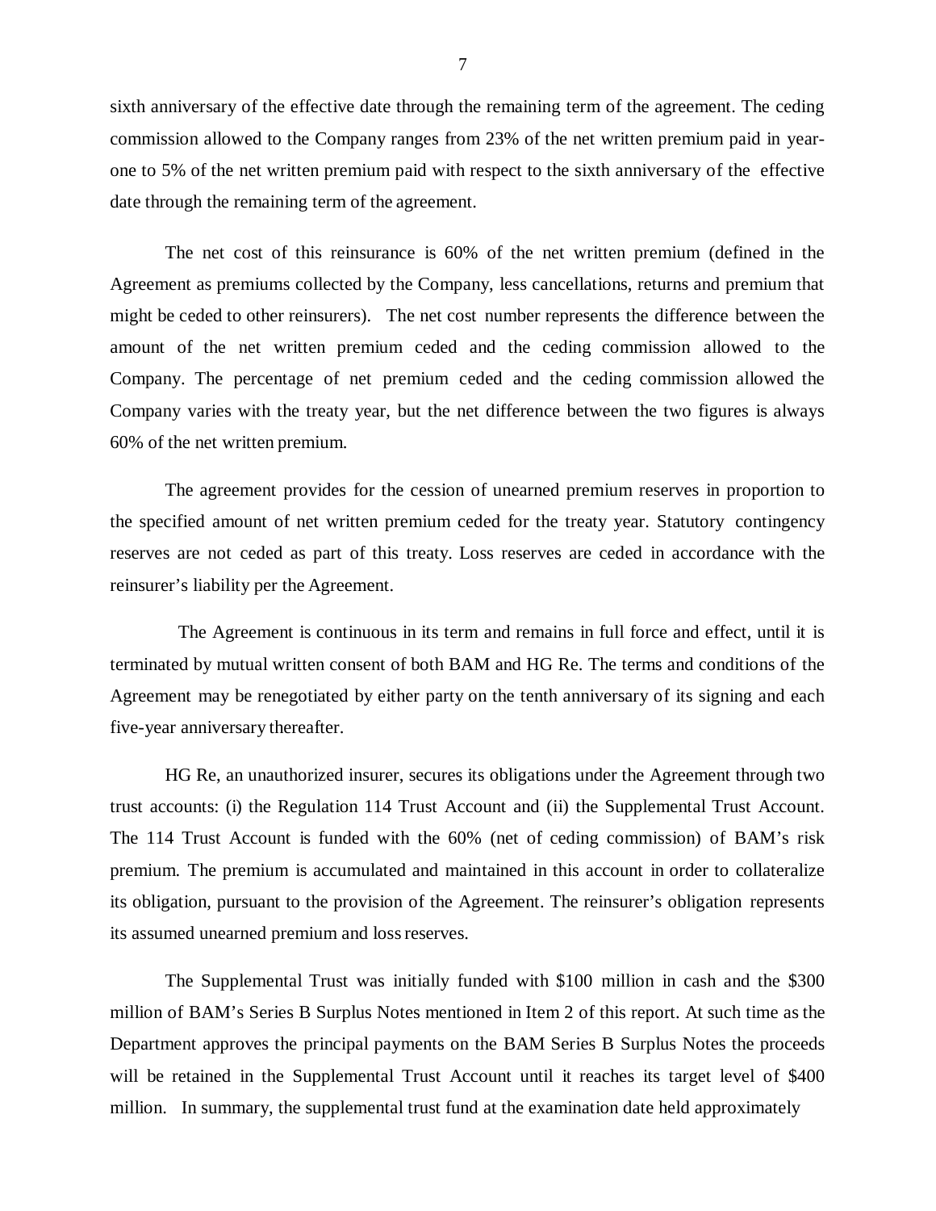sixth anniversary of the effective date through the remaining term of the agreement. The ceding commission allowed to the Company ranges from 23% of the net written premium paid in year-one to 5% of the net written premium paid with respect to the sixth anniversary of the effective date through the remaining term of the agreement.

The net cost of this reinsurance is 60% of the net written premium (defined in the Agreement as premiums collected by the Company, less cancellations, returns and premium that might be ceded to other reinsurers). The net cost number represents the difference between the amount of the net written premium ceded and the ceding commission allowed to the Company. The percentage of net premium ceded and the ceding commission allowed the Company varies with the treaty year, but the net difference between the two figures is always 60% of the net written premium.

The agreement provides for the cession of unearned premium reserves in proportion to the specified amount of net written premium ceded for the treaty year. Statutory contingency reserves are not ceded as part of this treaty. Loss reserves are ceded in accordance with the reinsurer's liability per the Agreement.

The Agreement is continuous in its term and remains in full force and effect, until it is terminated by mutual written consent of both BAM and HG Re. The terms and conditions of the Agreement may be renegotiated by either party on the tenth anniversary of its signing and each five-year anniversary thereafter.

HG Re, an unauthorized insurer, secures its obligations under the Agreement through two trust accounts: (i) the Regulation 114 Trust Account and (ii) the Supplemental Trust Account. The 114 Trust Account is funded with the 60% (net of ceding commission) of BAM's risk premium. The premium is accumulated and maintained in this account in order to collateralize its obligation, pursuant to the provision of the Agreement. The reinsurer's obligation represents its assumed unearned premium and loss reserves.

The Supplemental Trust was initially funded with $100 million in cash and the $300 million of BAM's Series B Surplus Notes mentioned in Item 2 of this report. At such time as the Department approves the principal payments on the BAM Series B Surplus Notes the proceeds will be retained in the Supplemental Trust Account until it reaches its target level of $400 million. In summary, the supplemental trust fund at the examination date held approximately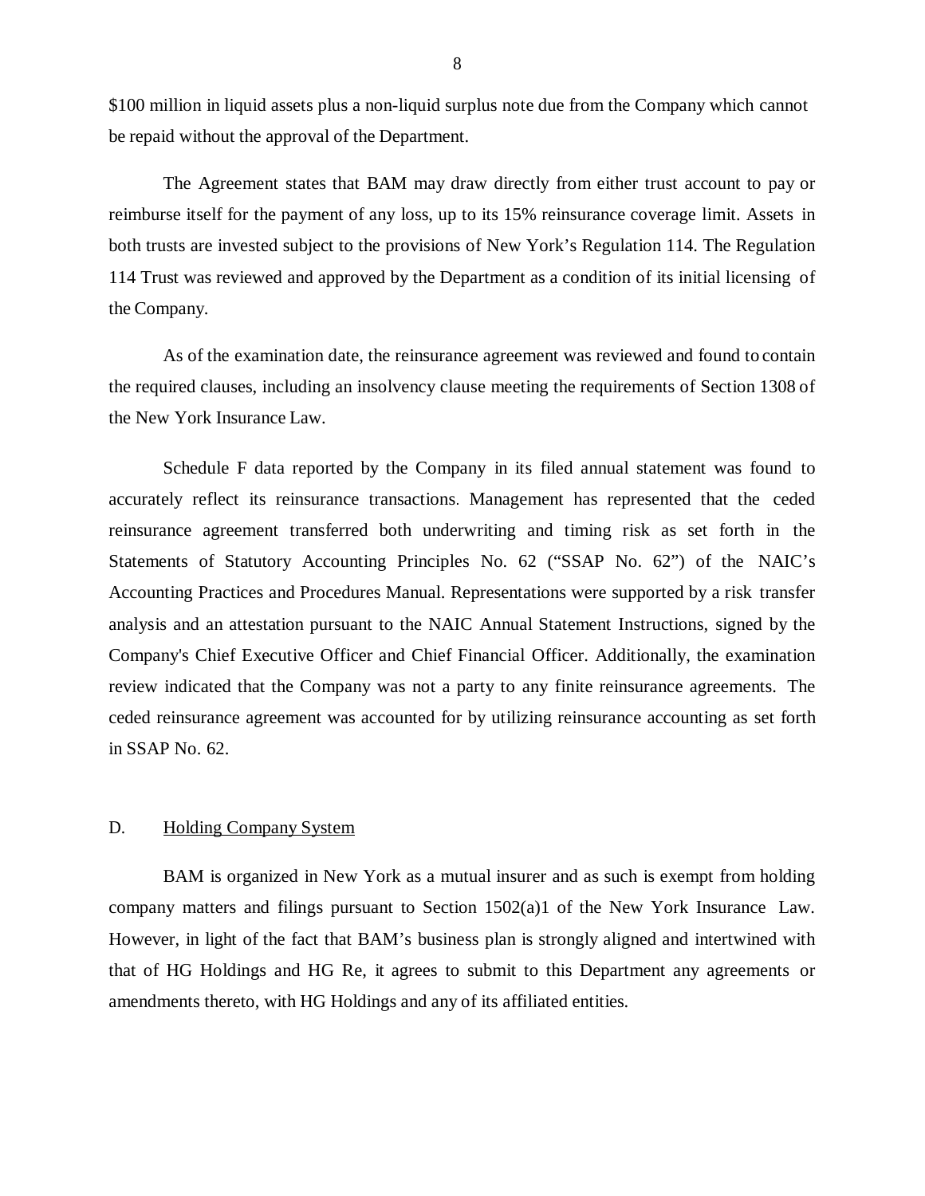$100 million in liquid assets plus a non-liquid surplus note due from the Company which cannot be repaid without the approval of the Department.

The Agreement states that BAM may draw directly from either trust account to pay or reimburse itself for the payment of any loss, up to its 15% reinsurance coverage limit. Assets in both trusts are invested subject to the provisions of New York's Regulation 114. The Regulation 114 Trust was reviewed and approved by the Department as a condition of its initial licensing of the Company.

As of the examination date, the reinsurance agreement was reviewed and found to contain the required clauses, including an insolvency clause meeting the requirements of Section 1308 of the New York Insurance Law.

Schedule F data reported by the Company in its filed annual statement was found to accurately reflect its reinsurance transactions. Management has represented that the ceded reinsurance agreement transferred both underwriting and timing risk as set forth in the Statements of Statutory Accounting Principles No. 62 ("SSAP No. 62") of the NAIC's Accounting Practices and Procedures Manual. Representations were supported by a risk transfer analysis and an attestation pursuant to the NAIC Annual Statement Instructions, signed by the Company's Chief Executive Officer and Chief Financial Officer. Additionally, the examination review indicated that the Company was not a party to any finite reinsurance agreements. The ceded reinsurance agreement was accounted for by utilizing reinsurance accounting as set forth in SSAP No. 62.

## D. Holding Company System

BAM is organized in New York as a mutual insurer and as such is exempt from holding company matters and filings pursuant to Section 1502(a)1 of the New York Insurance Law. However, in light of the fact that BAM's business plan is strongly aligned and intertwined with that of HG Holdings and HG Re, it agrees to submit to this Department any agreements or amendments thereto, with HG Holdings and any of its affiliated entities.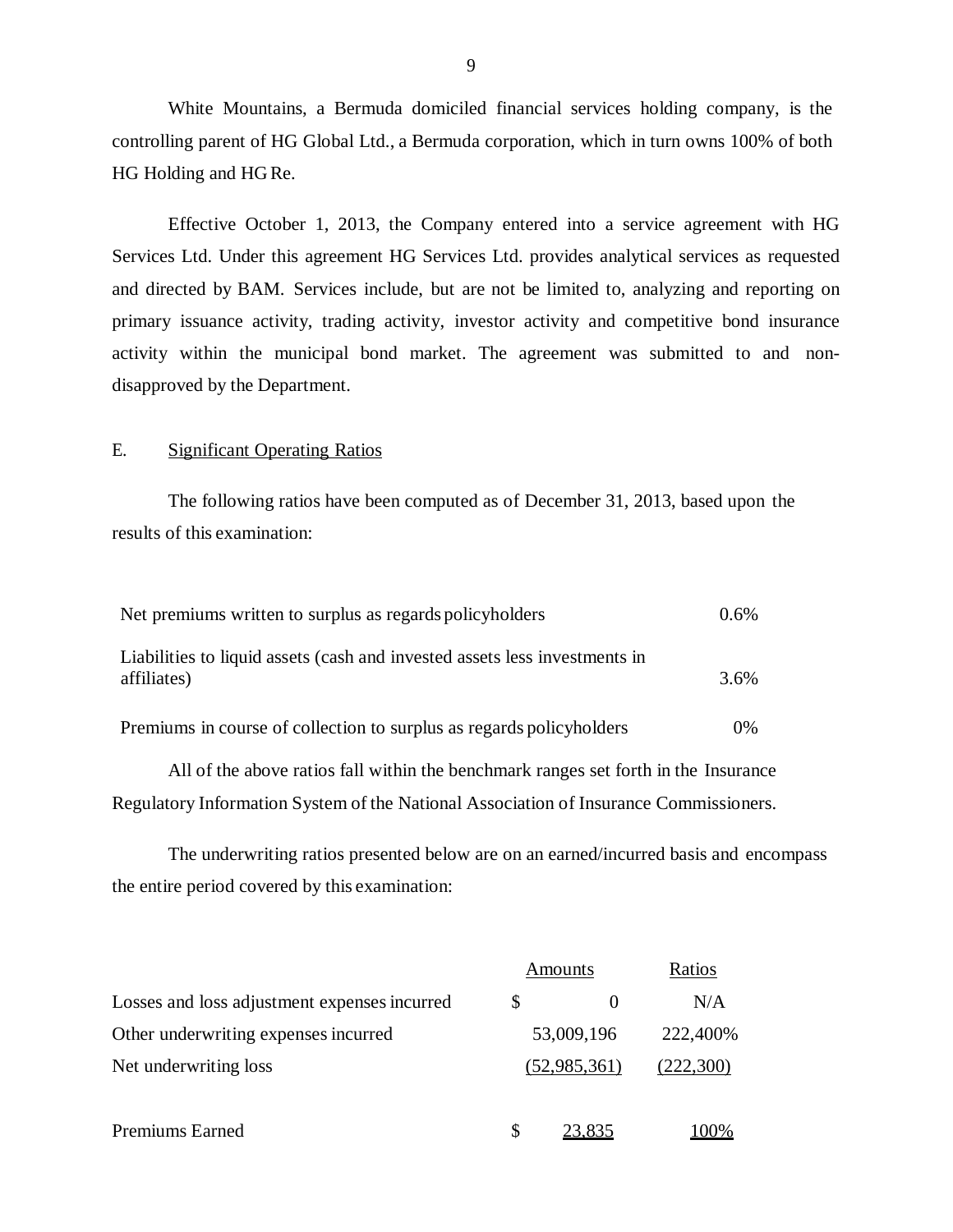White Mountains, a Bermuda domiciled financial services holding company, is the controlling parent of HG Global Ltd., a Bermuda corporation, which in turn owns 100% of both HG Holding and HG Re.

Effective October 1, 2013, the Company entered into a service agreement with HG Services Ltd. Under this agreement HG Services Ltd. provides analytical services as requested and directed by BAM. Services include, but are not be limited to, analyzing and reporting on primary issuance activity, trading activity, investor activity and competitive bond insurance activity within the municipal bond market. The agreement was submitted to and non-disapproved by the Department.

## E. Significant Operating Ratios

The following ratios have been computed as of December 31, 2013, based upon the results of this examination:

| | |
|---|---|
| Net premiums written to surplus as regards policyholders | 0.6% |
| Liabilities to liquid assets (cash and invested assets less investments in affiliates) | 3.6% |
| Premiums in course of collection to surplus as regards policyholders | 0% |

All of the above ratios fall within the benchmark ranges set forth in the Insurance Regulatory Information System of the National Association of Insurance Commissioners.

The underwriting ratios presented below are on an earned/incurred basis and encompass the entire period covered by this examination:

| | Amounts | Ratios |
|---|---|---|
| Losses and loss adjustment expenses incurred | $ 0 | N/A |
| Other underwriting expenses incurred | 53,009,196 | 222,400% |
| Net underwriting loss | (52,985,361) | (222,300) |
| | | |
| Premiums Earned | $ 23,835 | 100% |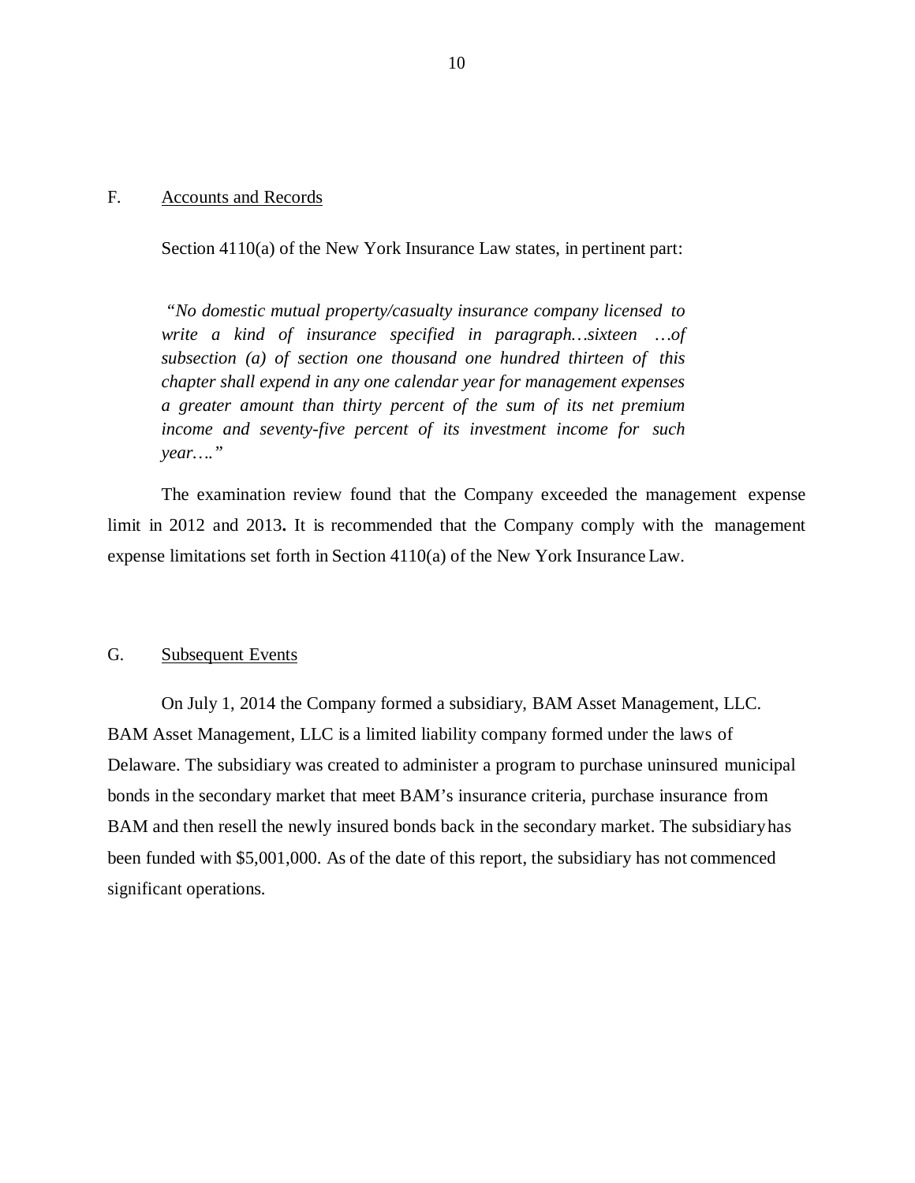## F. Accounts and Records

Section 4110(a) of the New York Insurance Law states, in pertinent part:

> *"No domestic mutual property/casualty insurance company licensed to write a kind of insurance specified in paragraph…sixteen …of subsection (a) of section one thousand one hundred thirteen of this chapter shall expend in any one calendar year for management expenses a greater amount than thirty percent of the sum of its net premium income and seventy-five percent of its investment income for such year…."*

The examination review found that the Company exceeded the management expense limit in 2012 and 2013**.** It is recommended that the Company comply with the management expense limitations set forth in Section 4110(a) of the New York Insurance Law.

## G. Subsequent Events

On July 1, 2014 the Company formed a subsidiary, BAM Asset Management, LLC. BAM Asset Management, LLC is a limited liability company formed under the laws of Delaware. The subsidiary was created to administer a program to purchase uninsured municipal bonds in the secondary market that meet BAM's insurance criteria, purchase insurance from BAM and then resell the newly insured bonds back in the secondary market. The subsidiary has been funded with $5,001,000. As of the date of this report, the subsidiary has not commenced significant operations.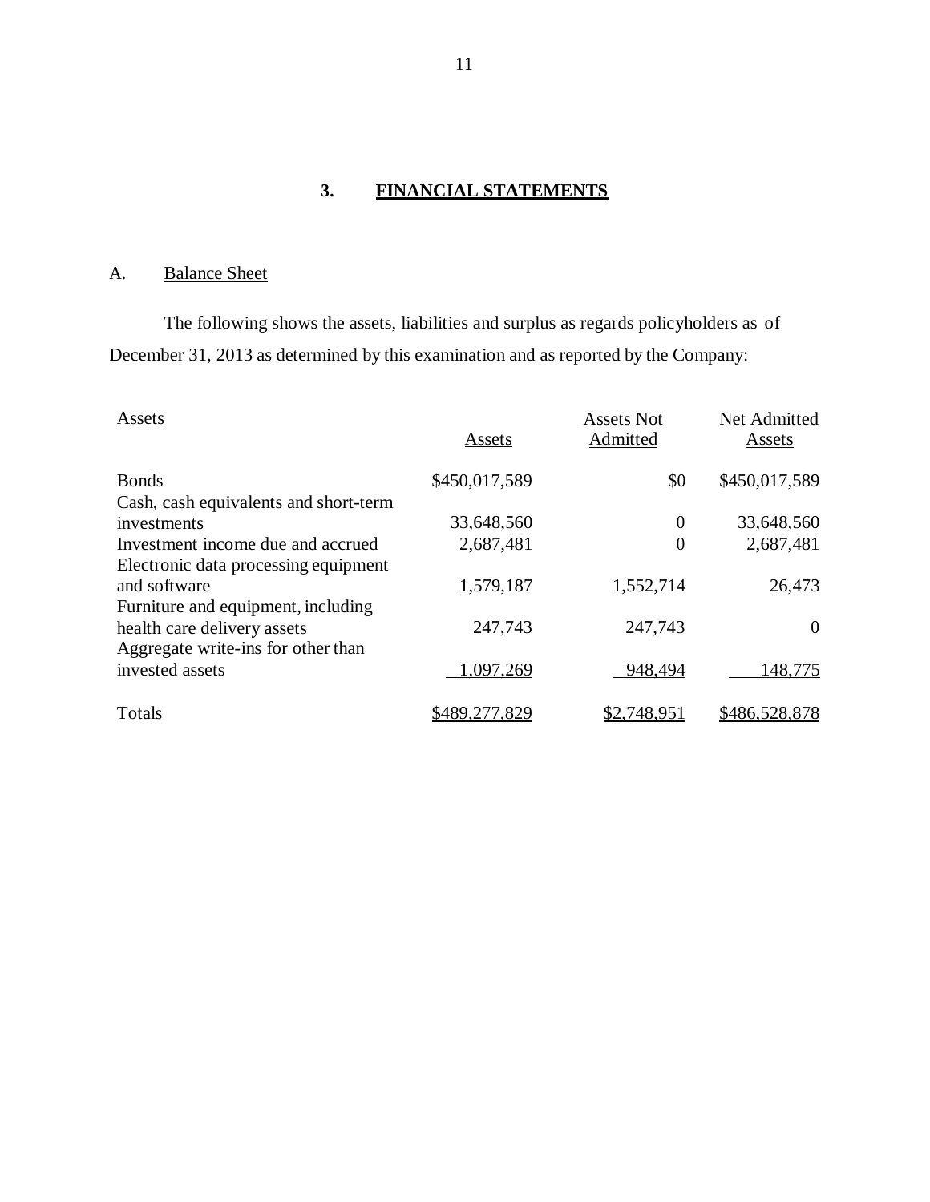## 3. FINANCIAL STATEMENTS

### A. Balance Sheet

The following shows the assets, liabilities and surplus as regards policyholders as of December 31, 2013 as determined by this examination and as reported by the Company:

| Assets | Assets | Assets Not Admitted | Net Admitted Assets |
|---|---|---|---|
| Bonds | $450,017,589 | $0 | $450,017,589 |
| Cash, cash equivalents and short-term investments | 33,648,560 | 0 | 33,648,560 |
| Investment income due and accrued | 2,687,481 | 0 | 2,687,481 |
| Electronic data processing equipment and software | 1,579,187 | 1,552,714 | 26,473 |
| Furniture and equipment, including health care delivery assets | 247,743 | 247,743 | 0 |
| Aggregate write-ins for other than invested assets | 1,097,269 | 948,494 | 148,775 |
| Totals | $489,277,829 | $2,748,951 | $486,528,878 |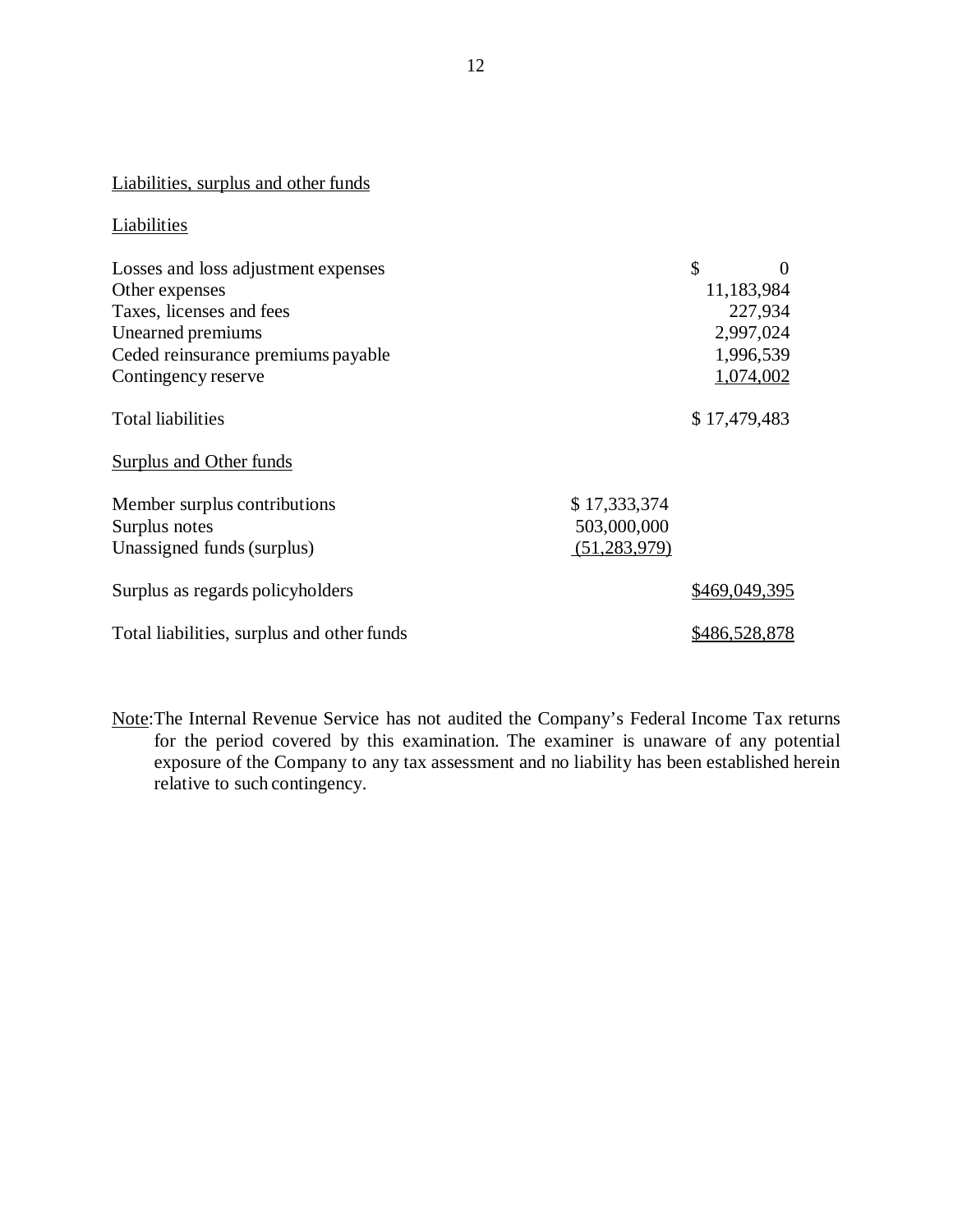Liabilities, surplus and other funds

Liabilities

| | | |
|---|---|---|
| Losses and loss adjustment expenses | | $ 0 |
| Other expenses | | 11,183,984 |
| Taxes, licenses and fees | | 227,934 |
| Unearned premiums | | 2,997,024 |
| Ceded reinsurance premiums payable | | 1,996,539 |
| Contingency reserve | | 1,074,002 |
| Total liabilities | | $ 17,479,483 |

Surplus and Other funds

| | | |
|---|---|---|
| Member surplus contributions | $ 17,333,374 | |
| Surplus notes | 503,000,000 | |
| Unassigned funds (surplus) | (51,283,979) | |
| Surplus as regards policyholders | | $469,049,395 |
| Total liabilities, surplus and other funds | | $486,528,878 |

Note: The Internal Revenue Service has not audited the Company's Federal Income Tax returns for the period covered by this examination. The examiner is unaware of any potential exposure of the Company to any tax assessment and no liability has been established herein relative to such contingency.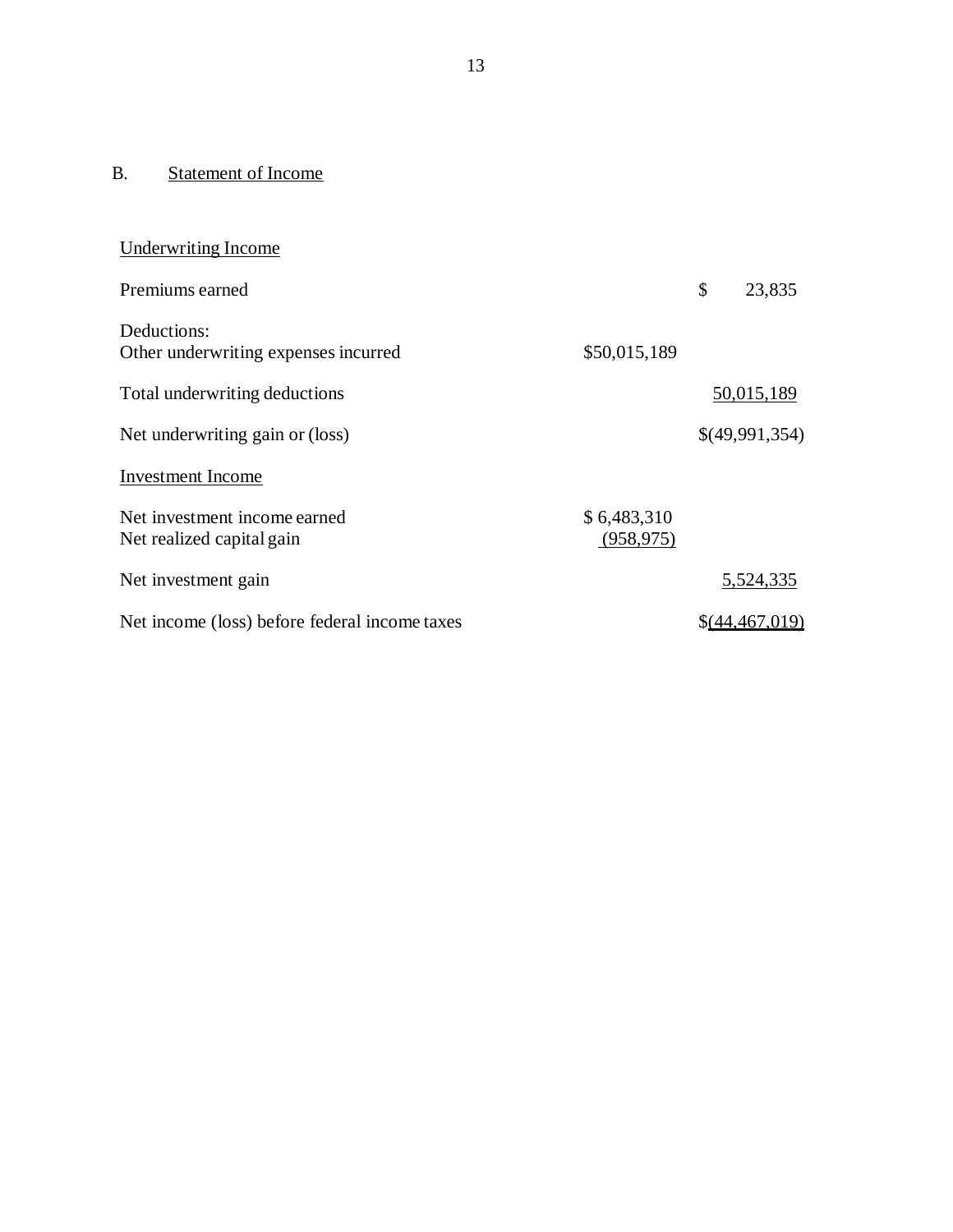## B. Statement of Income

| | | |
|---|---|---|
| Underwriting Income | | |
| Premiums earned | | $ 23,835 |
| Deductions: | | |
| Other underwriting expenses incurred | $50,015,189 | |
| Total underwriting deductions | | 50,015,189 |
| Net underwriting gain or (loss) | | $(49,991,354) |
| Investment Income | | |
| Net investment income earned | $ 6,483,310 | |
| Net realized capital gain | (958,975) | |
| Net investment gain | | 5,524,335 |
| Net income (loss) before federal income taxes | | $(44,467,019) |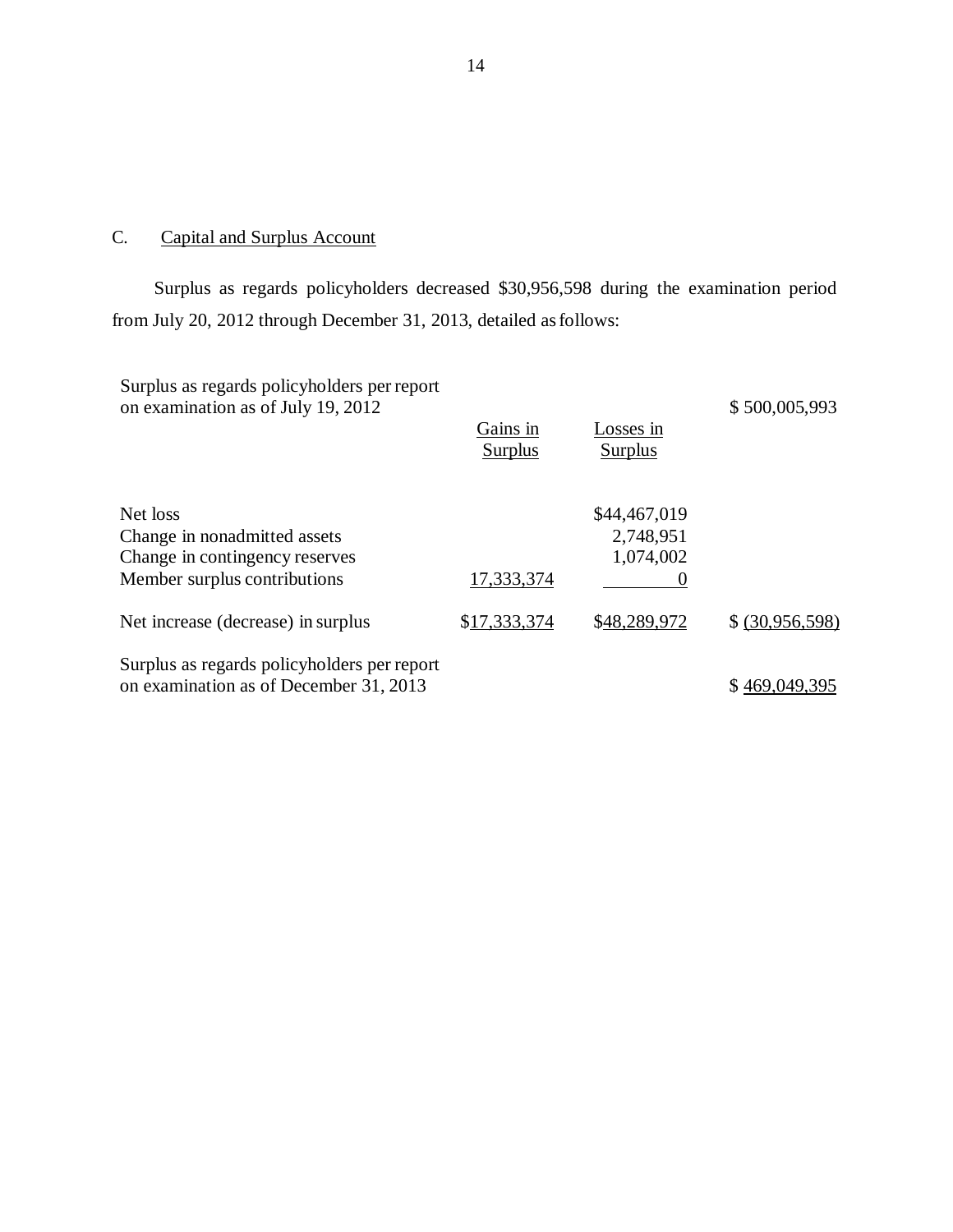## C. Capital and Surplus Account

Surplus as regards policyholders decreased $30,956,598 during the examination period from July 20, 2012 through December 31, 2013, detailed as follows:

| | Gains in Surplus | Losses in Surplus | |
|---|---|---|---|
| Surplus as regards policyholders per report on examination as of July 19, 2012 | | | $ 500,005,993 |
| Net loss | | $44,467,019 | |
| Change in nonadmitted assets | | 2,748,951 | |
| Change in contingency reserves | | 1,074,002 | |
| Member surplus contributions | 17,333,374 | 0 | |
| Net increase (decrease) in surplus | $17,333,374 | $48,289,972 | $ (30,956,598) |
| Surplus as regards policyholders per report on examination as of December 31, 2013 | | | $ 469,049,395 |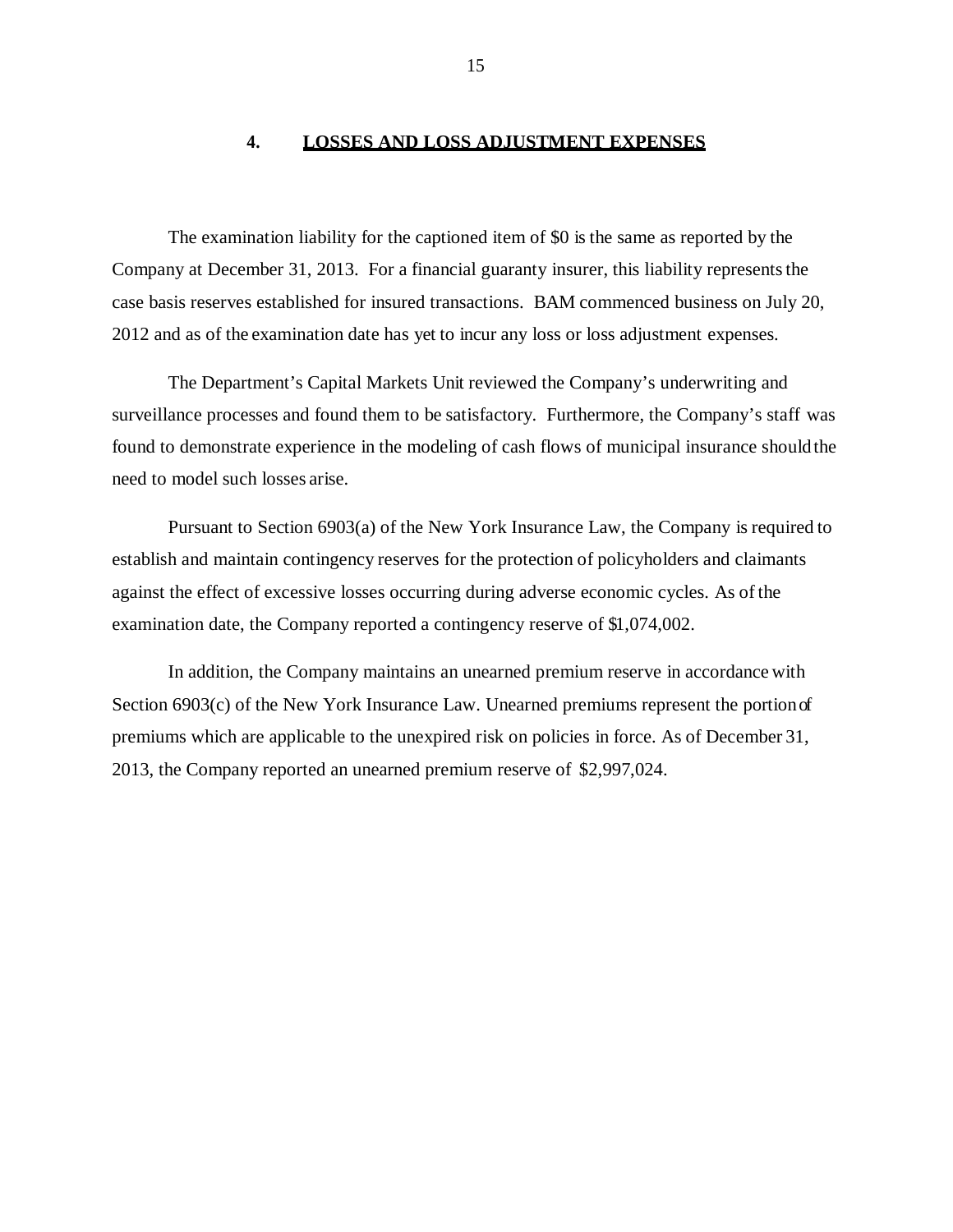## 4. LOSSES AND LOSS ADJUSTMENT EXPENSES

The examination liability for the captioned item of $0 is the same as reported by the Company at December 31, 2013. For a financial guaranty insurer, this liability represents the case basis reserves established for insured transactions. BAM commenced business on July 20, 2012 and as of the examination date has yet to incur any loss or loss adjustment expenses.

The Department's Capital Markets Unit reviewed the Company's underwriting and surveillance processes and found them to be satisfactory. Furthermore, the Company's staff was found to demonstrate experience in the modeling of cash flows of municipal insurance should the need to model such losses arise.

Pursuant to Section 6903(a) of the New York Insurance Law, the Company is required to establish and maintain contingency reserves for the protection of policyholders and claimants against the effect of excessive losses occurring during adverse economic cycles. As of the examination date, the Company reported a contingency reserve of $1,074,002.

In addition, the Company maintains an unearned premium reserve in accordance with Section 6903(c) of the New York Insurance Law. Unearned premiums represent the portion of premiums which are applicable to the unexpired risk on policies in force. As of December 31, 2013, the Company reported an unearned premium reserve of $2,997,024.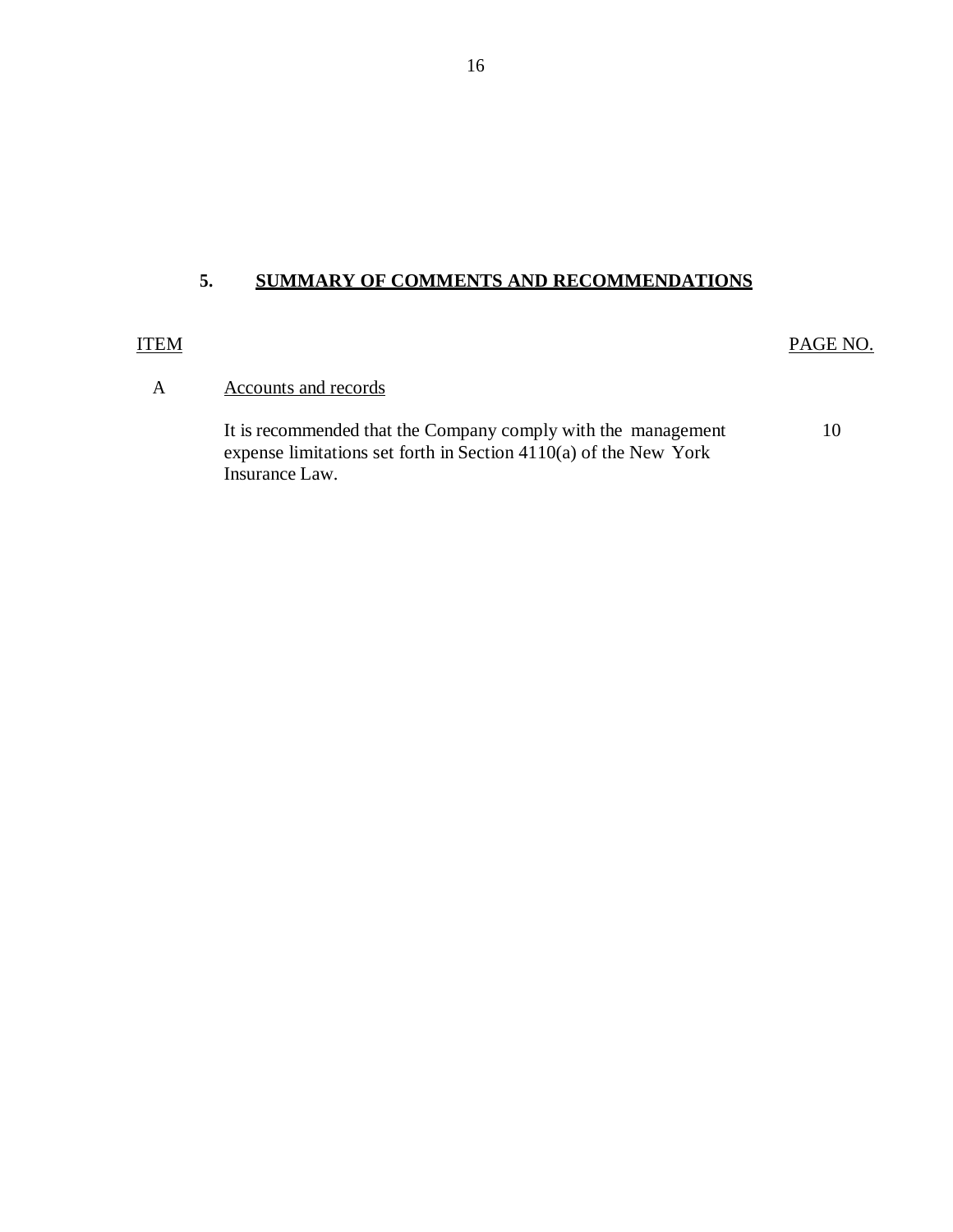## 5. SUMMARY OF COMMENTS AND RECOMMENDATIONS

| ITEM | | PAGE NO. |
|---|---|---|
| A | Accounts and records | |
| | It is recommended that the Company comply with the management expense limitations set forth in Section 4110(a) of the New York Insurance Law. | 10 |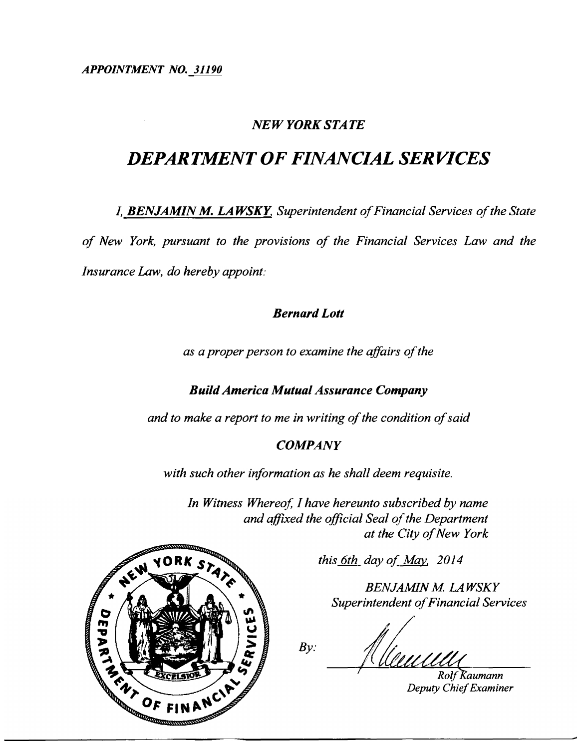*APPOINTMENT NO. 31190*

## *NEW YORK STATE*

# *DEPARTMENT OF FINANCIAL SERVICES*

*I, **BENJAMIN M. LAWSKY**, Superintendent of Financial Services of the State of New York, pursuant to the provisions of the Financial Services Law and the Insurance Law, do hereby appoint:*

***Bernard Lott***

*as a proper person to examine the affairs of the*

***Build America Mutual Assurance Company***

*and to make a report to me in writing of the condition of said*

*COMPANY*

*with such other information as he shall deem requisite.*

*In Witness Whereof, I have hereunto subscribed by name and affixed the official Seal of the Department at the City of New York*

*this 6th day of May, 2014*

*BENJAMIN M. LAWSKY*
*Superintendent of Financial Services*

*By:*

*Rolf Kaumann*
*Deputy Chief Examiner*